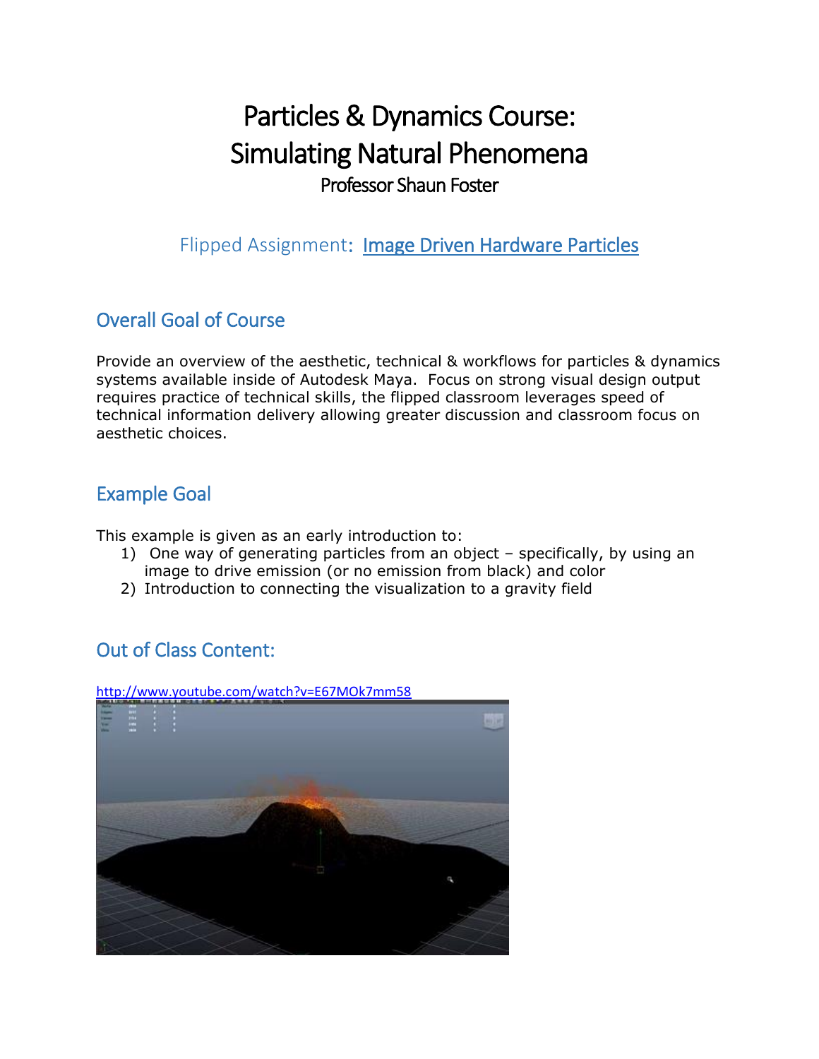# Particles & Dynamics Course: Simulating Natural Phenomena

Professor Shaun Foster

Flipped Assignment: Image Driven Hardware Particles

## Overall Goal of Course

Provide an overview of the aesthetic, technical & workflows for particles & dynamics systems available inside of Autodesk Maya. Focus on strong visual design output requires practice of technical skills, the flipped classroom leverages speed of technical information delivery allowing greater discussion and classroom focus on aesthetic choices.

## Example Goal

This example is given as an early introduction to:

1) One way of generating particles from an object – specifically, by using an image to drive emission (or no emission from black) and color
2) Introduction to connecting the visualization to a gravity field

## Out of Class Content:

http://www.youtube.com/watch?v=E67MOk7mm58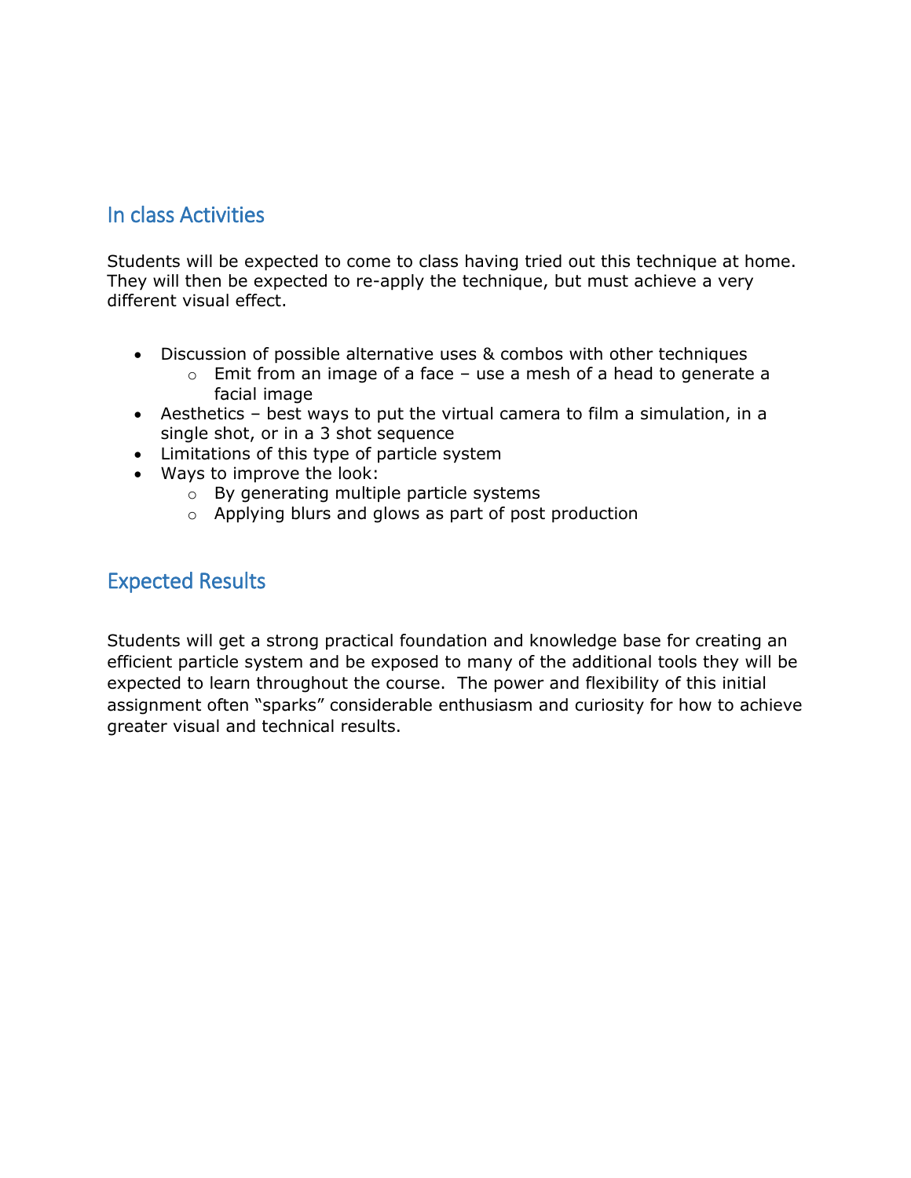## In class Activities

Students will be expected to come to class having tried out this technique at home. They will then be expected to re-apply the technique, but must achieve a very different visual effect.

- Discussion of possible alternative uses & combos with other techniques
  - Emit from an image of a face – use a mesh of a head to generate a facial image
- Aesthetics – best ways to put the virtual camera to film a simulation, in a single shot, or in a 3 shot sequence
- Limitations of this type of particle system
- Ways to improve the look:
  - By generating multiple particle systems
  - Applying blurs and glows as part of post production

## Expected Results

Students will get a strong practical foundation and knowledge base for creating an efficient particle system and be exposed to many of the additional tools they will be expected to learn throughout the course. The power and flexibility of this initial assignment often "sparks" considerable enthusiasm and curiosity for how to achieve greater visual and technical results.